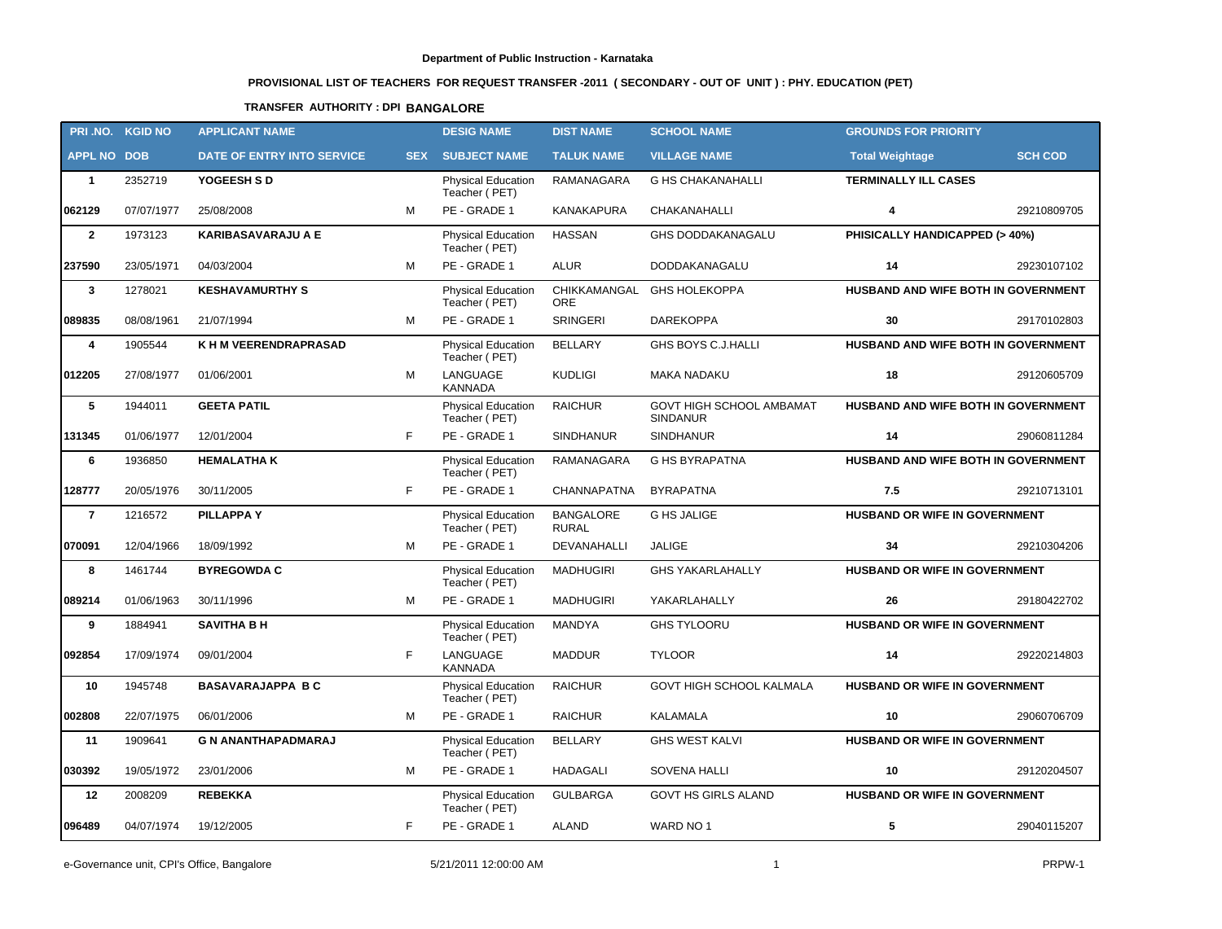**Department of Public Instruction - Karnataka**

**PROVISIONAL LIST OF TEACHERS FOR REQUEST TRANSFER -2011 ( SECONDARY - OUT OF UNIT ) : PHY. EDUCATION (PET)**

**TRANSFER AUTHORITY : DPI BANGALORE**

| PRI .NO. | KGID NO | APPLICANT NAME | | DESIG NAME | DIST NAME | SCHOOL NAME | GROUNDS FOR PRIORITY | |
|---|---|---|---|---|---|---|---|---|
| **APPL NO** | **DOB** | **DATE OF ENTRY INTO SERVICE** | **SEX** | **SUBJECT NAME** | **TALUK NAME** | **VILLAGE NAME** | **Total Weightage** | **SCH COD** |
| **1** | 2352719 | **YOGEESH S D** | | Physical Education Teacher ( PET) | RAMANAGARA | G HS CHAKANAHALLI | **TERMINALLY ILL CASES** | |
| **062129** | 07/07/1977 | 25/08/2008 | M | PE - GRADE 1 | KANAKAPURA | CHAKANAHALLI | **4** | 29210809705 |
| **2** | 1973123 | **KARIBASAVARAJU A E** | | Physical Education Teacher ( PET) | HASSAN | GHS DODDAKANAGALU | **PHISICALLY HANDICAPPED (> 40%)** | |
| **237590** | 23/05/1971 | 04/03/2004 | M | PE - GRADE 1 | ALUR | DODDAKANAGALU | **14** | 29230107102 |
| **3** | 1278021 | **KESHAVAMURTHY S** | | Physical Education Teacher ( PET) | CHIKKAMANGALORE | GHS HOLEKOPPA | **HUSBAND AND WIFE BOTH IN GOVERNMENT** | |
| **089835** | 08/08/1961 | 21/07/1994 | M | PE - GRADE 1 | SRINGERI | DAREKOPPA | **30** | 29170102803 |
| **4** | 1905544 | **K H M VEERENDRAPRASAD** | | Physical Education Teacher ( PET) | BELLARY | GHS BOYS C.J.HALLI | **HUSBAND AND WIFE BOTH IN GOVERNMENT** | |
| **012205** | 27/08/1977 | 01/06/2001 | M | LANGUAGE KANNADA | KUDLIGI | MAKA NADAKU | **18** | 29120605709 |
| **5** | 1944011 | **GEETA PATIL** | | Physical Education Teacher ( PET) | RAICHUR | GOVT HIGH SCHOOL AMBAMAT SINDANUR | **HUSBAND AND WIFE BOTH IN GOVERNMENT** | |
| **131345** | 01/06/1977 | 12/01/2004 | F | PE - GRADE 1 | SINDHANUR | SINDHANUR | **14** | 29060811284 |
| **6** | 1936850 | **HEMALATHA K** | | Physical Education Teacher ( PET) | RAMANAGARA | G HS BYRAPATNA | **HUSBAND AND WIFE BOTH IN GOVERNMENT** | |
| **128777** | 20/05/1976 | 30/11/2005 | F | PE - GRADE 1 | CHANNAPATNA | BYRAPATNA | **7.5** | 29210713101 |
| **7** | 1216572 | **PILLAPPA Y** | | Physical Education Teacher ( PET) | BANGALORE RURAL | G HS JALIGE | **HUSBAND OR WIFE IN GOVERNMENT** | |
| **070091** | 12/04/1966 | 18/09/1992 | M | PE - GRADE 1 | DEVANAHALLI | JALIGE | **34** | 29210304206 |
| **8** | 1461744 | **BYREGOWDA C** | | Physical Education Teacher ( PET) | MADHUGIRI | GHS YAKARLAHALLY | **HUSBAND OR WIFE IN GOVERNMENT** | |
| **089214** | 01/06/1963 | 30/11/1996 | M | PE - GRADE 1 | MADHUGIRI | YAKARLAHALLY | **26** | 29180422702 |
| **9** | 1884941 | **SAVITHA B H** | | Physical Education Teacher ( PET) | MANDYA | GHS TYLOORU | **HUSBAND OR WIFE IN GOVERNMENT** | |
| **092854** | 17/09/1974 | 09/01/2004 | F | LANGUAGE KANNADA | MADDUR | TYLOOR | **14** | 29220214803 |
| **10** | 1945748 | **BASAVARAJAPPA B C** | | Physical Education Teacher ( PET) | RAICHUR | GOVT HIGH SCHOOL KALMALA | **HUSBAND OR WIFE IN GOVERNMENT** | |
| **002808** | 22/07/1975 | 06/01/2006 | M | PE - GRADE 1 | RAICHUR | KALAMALA | **10** | 29060706709 |
| **11** | 1909641 | **G N ANANTHAPADMARAJ** | | Physical Education Teacher ( PET) | BELLARY | GHS WEST KALVI | **HUSBAND OR WIFE IN GOVERNMENT** | |
| **030392** | 19/05/1972 | 23/01/2006 | M | PE - GRADE 1 | HADAGALI | SOVENA HALLI | **10** | 29120204507 |
| **12** | 2008209 | **REBEKKA** | | Physical Education Teacher ( PET) | GULBARGA | GOVT HS GIRLS ALAND | **HUSBAND OR WIFE IN GOVERNMENT** | |
| **096489** | 04/07/1974 | 19/12/2005 | F | PE - GRADE 1 | ALAND | WARD NO 1 | **5** | 29040115207 |

e-Governance unit, CPI's Office, Bangalore 5/21/2011 12:00:00 AM PRPW-1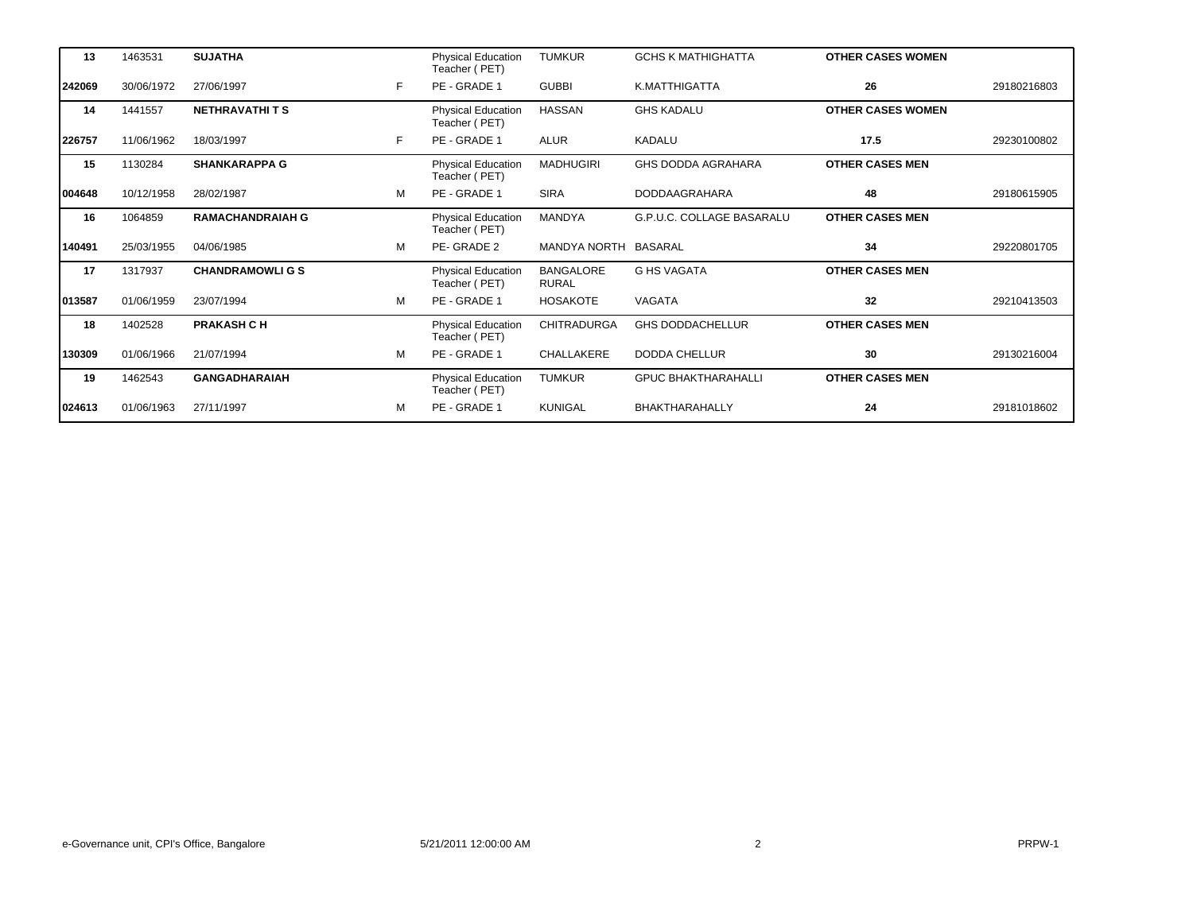| | | | | | | | | |
|---|---|---|---|---|---|---|---|---|
| **13** | 1463531 | **SUJATHA** | | Physical Education Teacher ( PET) | TUMKUR | GCHS K MATHIGHATTA | **OTHER CASES WOMEN** | |
| **242069** | 30/06/1972 | 27/06/1997 | F | PE - GRADE 1 | GUBBI | K.MATTHIGATTA | **26** | 29180216803 |
| **14** | 1441557 | **NETHRAVATHI T S** | | Physical Education Teacher ( PET) | HASSAN | GHS KADALU | **OTHER CASES WOMEN** | |
| **226757** | 11/06/1962 | 18/03/1997 | F | PE - GRADE 1 | ALUR | KADALU | **17.5** | 29230100802 |
| **15** | 1130284 | **SHANKARAPPA G** | | Physical Education Teacher ( PET) | MADHUGIRI | GHS DODDA AGRAHARA | **OTHER CASES MEN** | |
| **004648** | 10/12/1958 | 28/02/1987 | M | PE - GRADE 1 | SIRA | DODDAAGRAHARA | **48** | 29180615905 |
| **16** | 1064859 | **RAMACHANDRAIAH G** | | Physical Education Teacher ( PET) | MANDYA | G.P.U.C. COLLAGE BASARALU | **OTHER CASES MEN** | |
| **140491** | 25/03/1955 | 04/06/1985 | M | PE- GRADE 2 | MANDYA NORTH | BASARAL | **34** | 29220801705 |
| **17** | 1317937 | **CHANDRAMOWLI G S** | | Physical Education Teacher ( PET) | BANGALORE RURAL | G HS VAGATA | **OTHER CASES MEN** | |
| **013587** | 01/06/1959 | 23/07/1994 | M | PE - GRADE 1 | HOSAKOTE | VAGATA | **32** | 29210413503 |
| **18** | 1402528 | **PRAKASH C H** | | Physical Education Teacher ( PET) | CHITRADURGA | GHS DODDACHELLUR | **OTHER CASES MEN** | |
| **130309** | 01/06/1966 | 21/07/1994 | M | PE - GRADE 1 | CHALLAKERE | DODDA CHELLUR | **30** | 29130216004 |
| **19** | 1462543 | **GANGADHARAIAH** | | Physical Education Teacher ( PET) | TUMKUR | GPUC BHAKTHARAHALLI | **OTHER CASES MEN** | |
| **024613** | 01/06/1963 | 27/11/1997 | M | PE - GRADE 1 | KUNIGAL | BHAKTHARAHALLY | **24** | 29181018602 |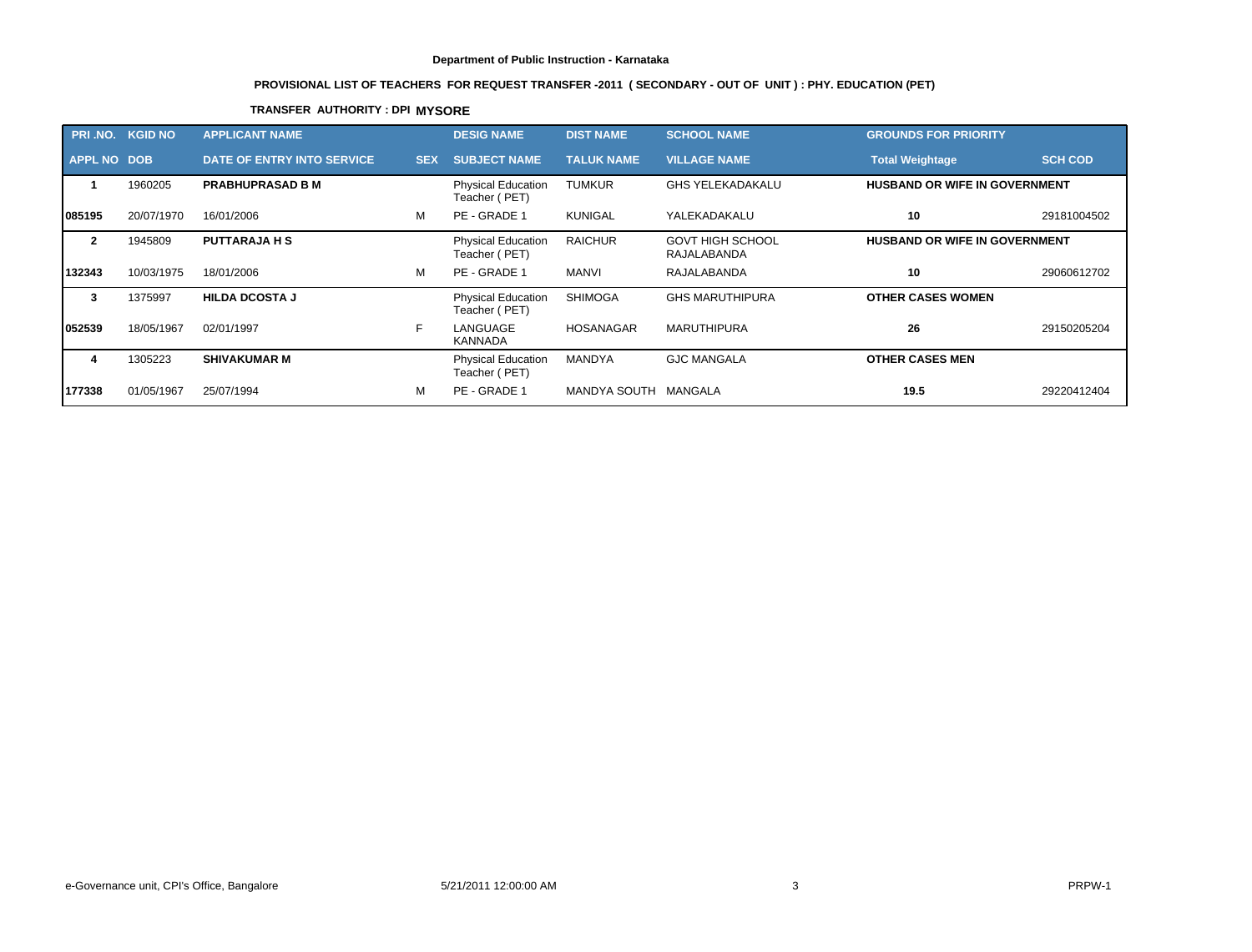**Department of Public Instruction - Karnataka**

**PROVISIONAL LIST OF TEACHERS FOR REQUEST TRANSFER -2011 ( SECONDARY - OUT OF UNIT ) : PHY. EDUCATION (PET)**

**TRANSFER AUTHORITY : DPI MYSORE**

| PRI .NO. | KGID NO | APPLICANT NAME | | DESIG NAME | DIST NAME | SCHOOL NAME | GROUNDS FOR PRIORITY | |
|---|---|---|---|---|---|---|---|---|
| APPL NO | DOB | DATE OF ENTRY INTO SERVICE | SEX | SUBJECT NAME | TALUK NAME | VILLAGE NAME | Total Weightage | SCH COD |
| 1 | 1960205 | PRABHUPRASAD B M | | Physical Education Teacher ( PET) | TUMKUR | GHS YELEKADAKALU | HUSBAND OR WIFE IN GOVERNMENT | |
| 085195 | 20/07/1970 | 16/01/2006 | M | PE - GRADE 1 | KUNIGAL | YALEKADAKALU | 10 | 29181004502 |
| 2 | 1945809 | PUTTARAJA H S | | Physical Education Teacher ( PET) | RAICHUR | GOVT HIGH SCHOOL RAJALABANDA | HUSBAND OR WIFE IN GOVERNMENT | |
| 132343 | 10/03/1975 | 18/01/2006 | M | PE - GRADE 1 | MANVI | RAJALABANDA | 10 | 29060612702 |
| 3 | 1375997 | HILDA DCOSTA J | | Physical Education Teacher ( PET) | SHIMOGA | GHS MARUTHIPURA | OTHER CASES WOMEN | |
| 052539 | 18/05/1967 | 02/01/1997 | F | LANGUAGE KANNADA | HOSANAGAR | MARUTHIPURA | 26 | 29150205204 |
| 4 | 1305223 | SHIVAKUMAR M | | Physical Education Teacher ( PET) | MANDYA | GJC MANGALA | OTHER CASES MEN | |
| 177338 | 01/05/1967 | 25/07/1994 | M | PE - GRADE 1 | MANDYA SOUTH | MANGALA | 19.5 | 29220412404 |

e-Governance unit, CPI's Office, Bangalore 5/21/2011 12:00:00 AM PRPW-1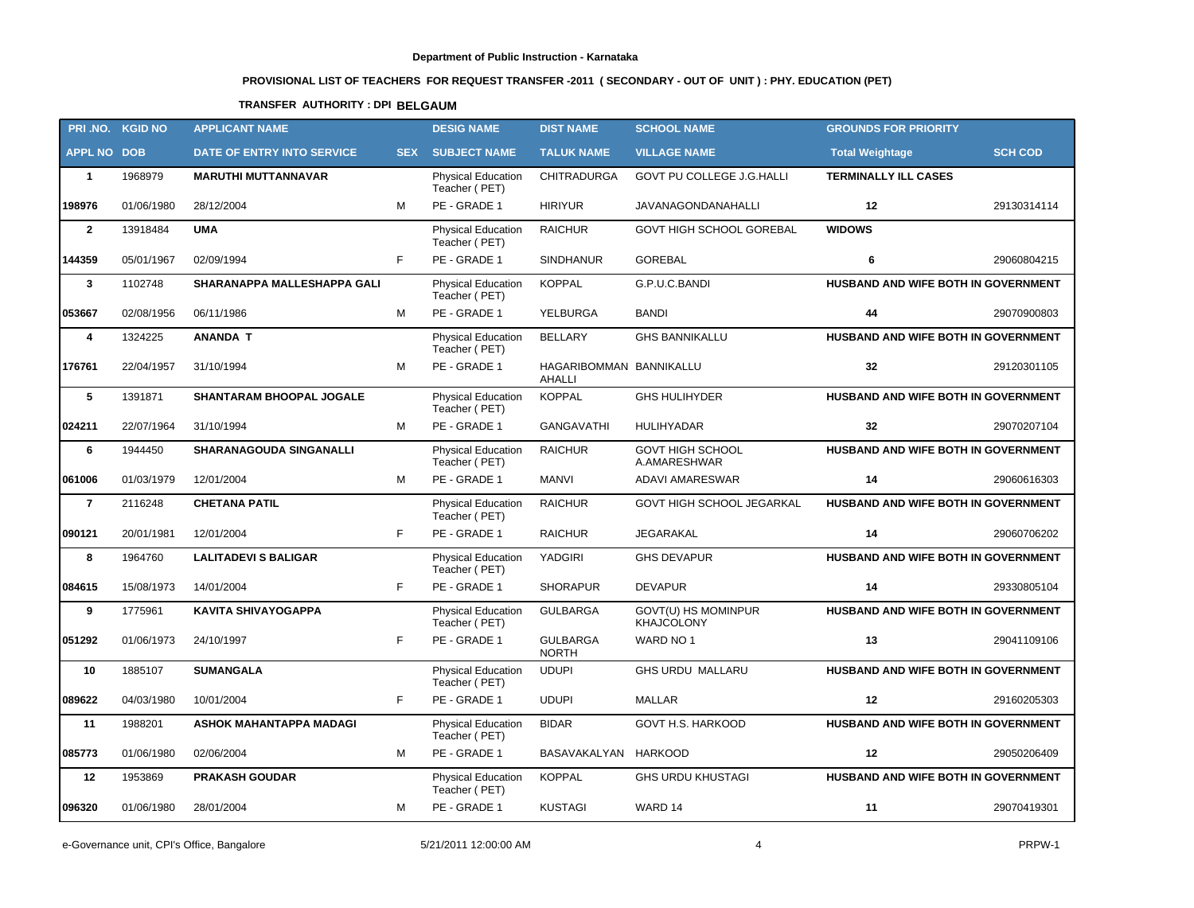**Department of Public Instruction - Karnataka**

**PROVISIONAL LIST OF TEACHERS FOR REQUEST TRANSFER -2011 ( SECONDARY - OUT OF UNIT ) : PHY. EDUCATION (PET)**

**TRANSFER AUTHORITY : DPI BELGAUM**

| PRI .NO. | KGID NO | APPLICANT NAME | | DESIG NAME | DIST NAME | SCHOOL NAME | GROUNDS FOR PRIORITY | |
|---|---|---|---|---|---|---|---|---|
| **APPL NO** | **DOB** | **DATE OF ENTRY INTO SERVICE** | **SEX** | **SUBJECT NAME** | **TALUK NAME** | **VILLAGE NAME** | **Total Weightage** | **SCH COD** |
| **1** | 1968979 | **MARUTHI MUTTANNAVAR** | | Physical Education Teacher ( PET) | CHITRADURGA | GOVT PU COLLEGE J.G.HALLI | **TERMINALLY ILL CASES** | |
| **198976** | 01/06/1980 | 28/12/2004 | M | PE - GRADE 1 | HIRIYUR | JAVANAGONDANAHALLI | **12** | 29130314114 |
| **2** | 13918484 | **UMA** | | Physical Education Teacher ( PET) | RAICHUR | GOVT HIGH SCHOOL GOREBAL | **WIDOWS** | |
| **144359** | 05/01/1967 | 02/09/1994 | F | PE - GRADE 1 | SINDHANUR | GOREBAL | **6** | 29060804215 |
| **3** | 1102748 | **SHARANAPPA MALLESHAPPA GALI** | | Physical Education Teacher ( PET) | KOPPAL | G.P.U.C.BANDI | **HUSBAND AND WIFE BOTH IN GOVERNMENT** | |
| **053667** | 02/08/1956 | 06/11/1986 | M | PE - GRADE 1 | YELBURGA | BANDI | **44** | 29070900803 |
| **4** | 1324225 | **ANANDA T** | | Physical Education Teacher ( PET) | BELLARY | GHS BANNIKALLU | **HUSBAND AND WIFE BOTH IN GOVERNMENT** | |
| **176761** | 22/04/1957 | 31/10/1994 | M | PE - GRADE 1 | HAGARIBOMMAN AHALLI | BANNIKALLU | **32** | 29120301105 |
| **5** | 1391871 | **SHANTARAM BHOOPAL JOGALE** | | Physical Education Teacher ( PET) | KOPPAL | GHS HULIHYDER | **HUSBAND AND WIFE BOTH IN GOVERNMENT** | |
| **024211** | 22/07/1964 | 31/10/1994 | M | PE - GRADE 1 | GANGAVATHI | HULIHYADAR | **32** | 29070207104 |
| **6** | 1944450 | **SHARANAGOUDA SINGANALLI** | | Physical Education Teacher ( PET) | RAICHUR | GOVT HIGH SCHOOL A.AMARESHWAR | **HUSBAND AND WIFE BOTH IN GOVERNMENT** | |
| **061006** | 01/03/1979 | 12/01/2004 | M | PE - GRADE 1 | MANVI | ADAVI AMARESWAR | **14** | 29060616303 |
| **7** | 2116248 | **CHETANA PATIL** | | Physical Education Teacher ( PET) | RAICHUR | GOVT HIGH SCHOOL JEGARKAL | **HUSBAND AND WIFE BOTH IN GOVERNMENT** | |
| **090121** | 20/01/1981 | 12/01/2004 | F | PE - GRADE 1 | RAICHUR | JEGARAKAL | **14** | 29060706202 |
| **8** | 1964760 | **LALITADEVI S BALIGAR** | | Physical Education Teacher ( PET) | YADGIRI | GHS DEVAPUR | **HUSBAND AND WIFE BOTH IN GOVERNMENT** | |
| **084615** | 15/08/1973 | 14/01/2004 | F | PE - GRADE 1 | SHORAPUR | DEVAPUR | **14** | 29330805104 |
| **9** | 1775961 | **KAVITA SHIVAYOGAPPA** | | Physical Education Teacher ( PET) | GULBARGA | GOVT(U) HS MOMINPUR KHAJCOLONY | **HUSBAND AND WIFE BOTH IN GOVERNMENT** | |
| **051292** | 01/06/1973 | 24/10/1997 | F | PE - GRADE 1 | GULBARGA NORTH | WARD NO 1 | **13** | 29041109106 |
| **10** | 1885107 | **SUMANGALA** | | Physical Education Teacher ( PET) | UDUPI | GHS URDU MALLARU | **HUSBAND AND WIFE BOTH IN GOVERNMENT** | |
| **089622** | 04/03/1980 | 10/01/2004 | F | PE - GRADE 1 | UDUPI | MALLAR | **12** | 29160205303 |
| **11** | 1988201 | **ASHOK MAHANTAPPA MADAGI** | | Physical Education Teacher ( PET) | BIDAR | GOVT H.S. HARKOOD | **HUSBAND AND WIFE BOTH IN GOVERNMENT** | |
| **085773** | 01/06/1980 | 02/06/2004 | M | PE - GRADE 1 | BASAVAKALYAN | HARKOOD | **12** | 29050206409 |
| **12** | 1953869 | **PRAKASH GOUDAR** | | Physical Education Teacher ( PET) | KOPPAL | GHS URDU KHUSTAGI | **HUSBAND AND WIFE BOTH IN GOVERNMENT** | |
| **096320** | 01/06/1980 | 28/01/2004 | M | PE - GRADE 1 | KUSTAGI | WARD 14 | **11** | 29070419301 |

e-Governance unit, CPI's Office, Bangalore 5/21/2011 12:00:00 AM PRPW-1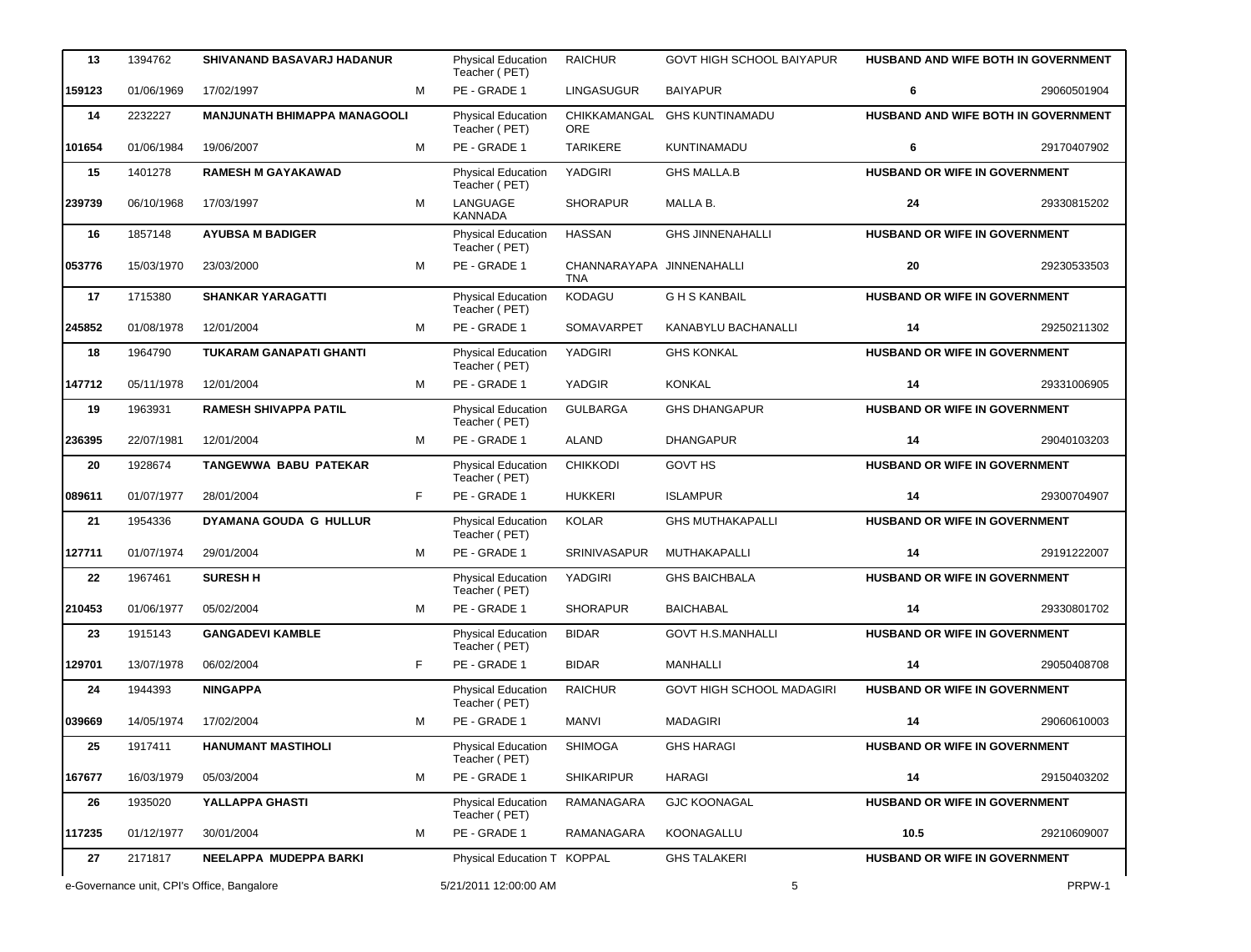| 13 | 1394762 | SHIVANAND BASAVARJ HADANUR | | Physical Education Teacher ( PET) | RAICHUR | GOVT HIGH SCHOOL BAIYAPUR | HUSBAND AND WIFE BOTH IN GOVERNMENT | |
|---|---|---|---|---|---|---|---|---|
| 159123 | 01/06/1969 | 17/02/1997 | M | PE - GRADE 1 | LINGASUGUR | BAIYAPUR | 6 | 29060501904 |
| 14 | 2232227 | MANJUNATH BHIMAPPA MANAGOOLI | | Physical Education Teacher ( PET) | CHIKKAMANGALORE | GHS KUNTINAMADU | HUSBAND AND WIFE BOTH IN GOVERNMENT | |
| 101654 | 01/06/1984 | 19/06/2007 | M | PE - GRADE 1 | TARIKERE | KUNTINAMADU | 6 | 29170407902 |
| 15 | 1401278 | RAMESH M GAYAKAWAD | | Physical Education Teacher ( PET) | YADGIRI | GHS MALLA.B | HUSBAND OR WIFE IN GOVERNMENT | |
| 239739 | 06/10/1968 | 17/03/1997 | M | LANGUAGE KANNADA | SHORAPUR | MALLA B. | 24 | 29330815202 |
| 16 | 1857148 | AYUBSA M BADIGER | | Physical Education Teacher ( PET) | HASSAN | GHS JINNENAHALLI | HUSBAND OR WIFE IN GOVERNMENT | |
| 053776 | 15/03/1970 | 23/03/2000 | M | PE - GRADE 1 | CHANNARAYAPATNA | JINNENAHALLI | 20 | 29230533503 |
| 17 | 1715380 | SHANKAR YARAGATTI | | Physical Education Teacher ( PET) | KODAGU | G H S KANBAIL | HUSBAND OR WIFE IN GOVERNMENT | |
| 245852 | 01/08/1978 | 12/01/2004 | M | PE - GRADE 1 | SOMAVARPET | KANABYLU BACHANALLI | 14 | 29250211302 |
| 18 | 1964790 | TUKARAM GANAPATI GHANTI | | Physical Education Teacher ( PET) | YADGIRI | GHS KONKAL | HUSBAND OR WIFE IN GOVERNMENT | |
| 147712 | 05/11/1978 | 12/01/2004 | M | PE - GRADE 1 | YADGIR | KONKAL | 14 | 29331006905 |
| 19 | 1963931 | RAMESH SHIVAPPA PATIL | | Physical Education Teacher ( PET) | GULBARGA | GHS DHANGAPUR | HUSBAND OR WIFE IN GOVERNMENT | |
| 236395 | 22/07/1981 | 12/01/2004 | M | PE - GRADE 1 | ALAND | DHANGAPUR | 14 | 29040103203 |
| 20 | 1928674 | TANGEWWA BABU PATEKAR | | Physical Education Teacher ( PET) | CHIKKODI | GOVT HS | HUSBAND OR WIFE IN GOVERNMENT | |
| 089611 | 01/07/1977 | 28/01/2004 | F | PE - GRADE 1 | HUKKERI | ISLAMPUR | 14 | 29300704907 |
| 21 | 1954336 | DYAMANA GOUDA G HULLUR | | Physical Education Teacher ( PET) | KOLAR | GHS MUTHAKAPALLI | HUSBAND OR WIFE IN GOVERNMENT | |
| 127711 | 01/07/1974 | 29/01/2004 | M | PE - GRADE 1 | SRINIVASAPUR | MUTHAKAPALLI | 14 | 29191222007 |
| 22 | 1967461 | SURESH H | | Physical Education Teacher ( PET) | YADGIRI | GHS BAICHBALA | HUSBAND OR WIFE IN GOVERNMENT | |
| 210453 | 01/06/1977 | 05/02/2004 | M | PE - GRADE 1 | SHORAPUR | BAICHABAL | 14 | 29330801702 |
| 23 | 1915143 | GANGADEVI KAMBLE | | Physical Education Teacher ( PET) | BIDAR | GOVT H.S.MANHALLI | HUSBAND OR WIFE IN GOVERNMENT | |
| 129701 | 13/07/1978 | 06/02/2004 | F | PE - GRADE 1 | BIDAR | MANHALLI | 14 | 29050408708 |
| 24 | 1944393 | NINGAPPA | | Physical Education Teacher ( PET) | RAICHUR | GOVT HIGH SCHOOL MADAGIRI | HUSBAND OR WIFE IN GOVERNMENT | |
| 039669 | 14/05/1974 | 17/02/2004 | M | PE - GRADE 1 | MANVI | MADAGIRI | 14 | 29060610003 |
| 25 | 1917411 | HANUMANT MASTIHOLI | | Physical Education Teacher ( PET) | SHIMOGA | GHS HARAGI | HUSBAND OR WIFE IN GOVERNMENT | |
| 167677 | 16/03/1979 | 05/03/2004 | M | PE - GRADE 1 | SHIKARIPUR | HARAGI | 14 | 29150403202 |
| 26 | 1935020 | YALLAPPA GHASTI | | Physical Education Teacher ( PET) | RAMANAGARA | GJC KOONAGAL | HUSBAND OR WIFE IN GOVERNMENT | |
| 117235 | 01/12/1977 | 30/01/2004 | M | PE - GRADE 1 | RAMANAGARA | KOONAGALLU | 10.5 | 29210609007 |
| 27 | 2171817 | NEELAPPA MUDEPPA BARKI | | Physical Education T | KOPPAL | GHS TALAKERI | HUSBAND OR WIFE IN GOVERNMENT | |

e-Governance unit, CPI's Office, Bangalore 5/21/2011 12:00:00 AM PRPW-1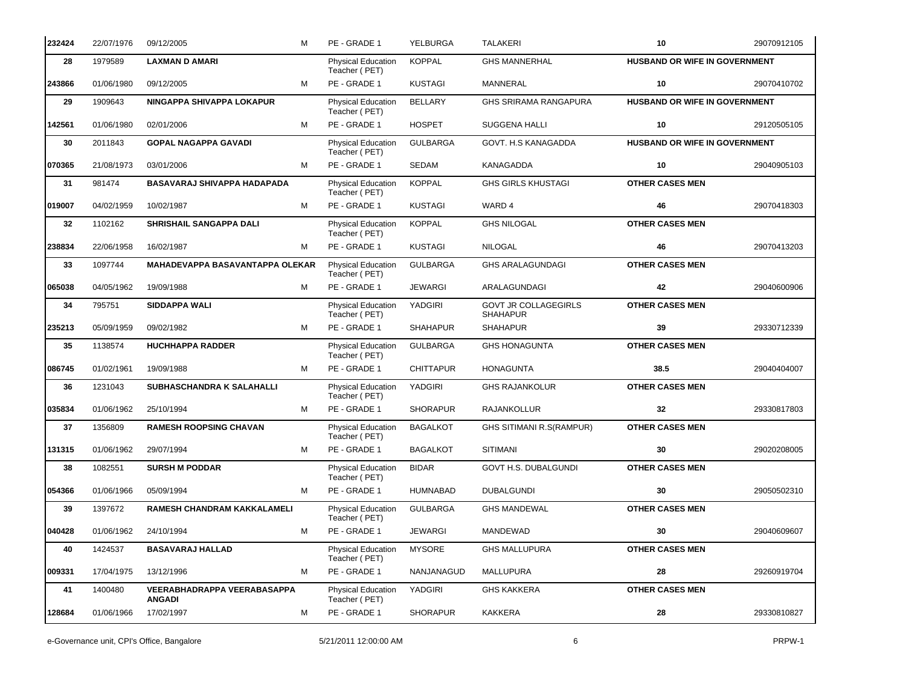| | | | | | | | | |
|---|---|---|---|---|---|---|---|---|
| 232424 | 22/07/1976 | 09/12/2005 | M | PE - GRADE 1 | YELBURGA | TALAKERI | 10 | 29070912105 |
| 28 | 1979589 | **LAXMAN D AMARI** | | Physical Education Teacher ( PET) | KOPPAL | GHS MANNERHAL | **HUSBAND OR WIFE IN GOVERNMENT** | |
| 243866 | 01/06/1980 | 09/12/2005 | M | PE - GRADE 1 | KUSTAGI | MANNERAL | 10 | 29070410702 |
| 29 | 1909643 | **NINGAPPA SHIVAPPA LOKAPUR** | | Physical Education Teacher ( PET) | BELLARY | GHS SRIRAMA RANGAPURA | **HUSBAND OR WIFE IN GOVERNMENT** | |
| 142561 | 01/06/1980 | 02/01/2006 | M | PE - GRADE 1 | HOSPET | SUGGENA HALLI | 10 | 29120505105 |
| 30 | 2011843 | **GOPAL NAGAPPA GAVADI** | | Physical Education Teacher ( PET) | GULBARGA | GOVT. H.S KANAGADDA | **HUSBAND OR WIFE IN GOVERNMENT** | |
| 070365 | 21/08/1973 | 03/01/2006 | M | PE - GRADE 1 | SEDAM | KANAGADDA | 10 | 29040905103 |
| 31 | 981474 | **BASAVARAJ SHIVAPPA HADAPADA** | | Physical Education Teacher ( PET) | KOPPAL | GHS GIRLS KHUSTAGI | **OTHER CASES MEN** | |
| 019007 | 04/02/1959 | 10/02/1987 | M | PE - GRADE 1 | KUSTAGI | WARD 4 | 46 | 29070418303 |
| 32 | 1102162 | **SHRISHAIL SANGAPPA DALI** | | Physical Education Teacher ( PET) | KOPPAL | GHS NILOGAL | **OTHER CASES MEN** | |
| 238834 | 22/06/1958 | 16/02/1987 | M | PE - GRADE 1 | KUSTAGI | NILOGAL | 46 | 29070413203 |
| 33 | 1097744 | **MAHADEVAPPA BASAVANTAPPA OLEKAR** | | Physical Education Teacher ( PET) | GULBARGA | GHS ARALAGUNDAGI | **OTHER CASES MEN** | |
| 065038 | 04/05/1962 | 19/09/1988 | M | PE - GRADE 1 | JEWARGI | ARALAGUNDAGI | 42 | 29040600906 |
| 34 | 795751 | **SIDDAPPA WALI** | | Physical Education Teacher ( PET) | YADGIRI | GOVT JR COLLAGEGIRLS SHAHAPUR | **OTHER CASES MEN** | |
| 235213 | 05/09/1959 | 09/02/1982 | M | PE - GRADE 1 | SHAHAPUR | SHAHAPUR | 39 | 29330712339 |
| 35 | 1138574 | **HUCHHAPPA RADDER** | | Physical Education Teacher ( PET) | GULBARGA | GHS HONAGUNTA | **OTHER CASES MEN** | |
| 086745 | 01/02/1961 | 19/09/1988 | M | PE - GRADE 1 | CHITTAPUR | HONAGUNTA | 38.5 | 29040404007 |
| 36 | 1231043 | **SUBHASCHANDRA K SALAHALLI** | | Physical Education Teacher ( PET) | YADGIRI | GHS RAJANKOLUR | **OTHER CASES MEN** | |
| 035834 | 01/06/1962 | 25/10/1994 | M | PE - GRADE 1 | SHORAPUR | RAJANKOLLUR | 32 | 29330817803 |
| 37 | 1356809 | **RAMESH ROOPSING CHAVAN** | | Physical Education Teacher ( PET) | BAGALKOT | GHS SITIMANI R.S(RAMPUR) | **OTHER CASES MEN** | |
| 131315 | 01/06/1962 | 29/07/1994 | M | PE - GRADE 1 | BAGALKOT | SITIMANI | 30 | 29020208005 |
| 38 | 1082551 | **SURSH M PODDAR** | | Physical Education Teacher ( PET) | BIDAR | GOVT H.S. DUBALGUNDI | **OTHER CASES MEN** | |
| 054366 | 01/06/1966 | 05/09/1994 | M | PE - GRADE 1 | HUMNABAD | DUBALGUNDI | 30 | 29050502310 |
| 39 | 1397672 | **RAMESH CHANDRAM KAKKALAMELI** | | Physical Education Teacher ( PET) | GULBARGA | GHS MANDEWAL | **OTHER CASES MEN** | |
| 040428 | 01/06/1962 | 24/10/1994 | M | PE - GRADE 1 | JEWARGI | MANDEWAD | 30 | 29040609607 |
| 40 | 1424537 | **BASAVARAJ HALLAD** | | Physical Education Teacher ( PET) | MYSORE | GHS MALLUPURA | **OTHER CASES MEN** | |
| 009331 | 17/04/1975 | 13/12/1996 | M | PE - GRADE 1 | NANJANAGUD | MALLUPURA | 28 | 29260919704 |
| 41 | 1400480 | **VEERABHADRAPPA VEERABASAPPA ANGADI** | | Physical Education Teacher ( PET) | YADGIRI | GHS KAKKERA | **OTHER CASES MEN** | |
| 128684 | 01/06/1966 | 17/02/1997 | M | PE - GRADE 1 | SHORAPUR | KAKKERA | 28 | 29330810827 |

e-Governance unit, CPI's Office, Bangalore 5/21/2011 12:00:00 AM PRPW-1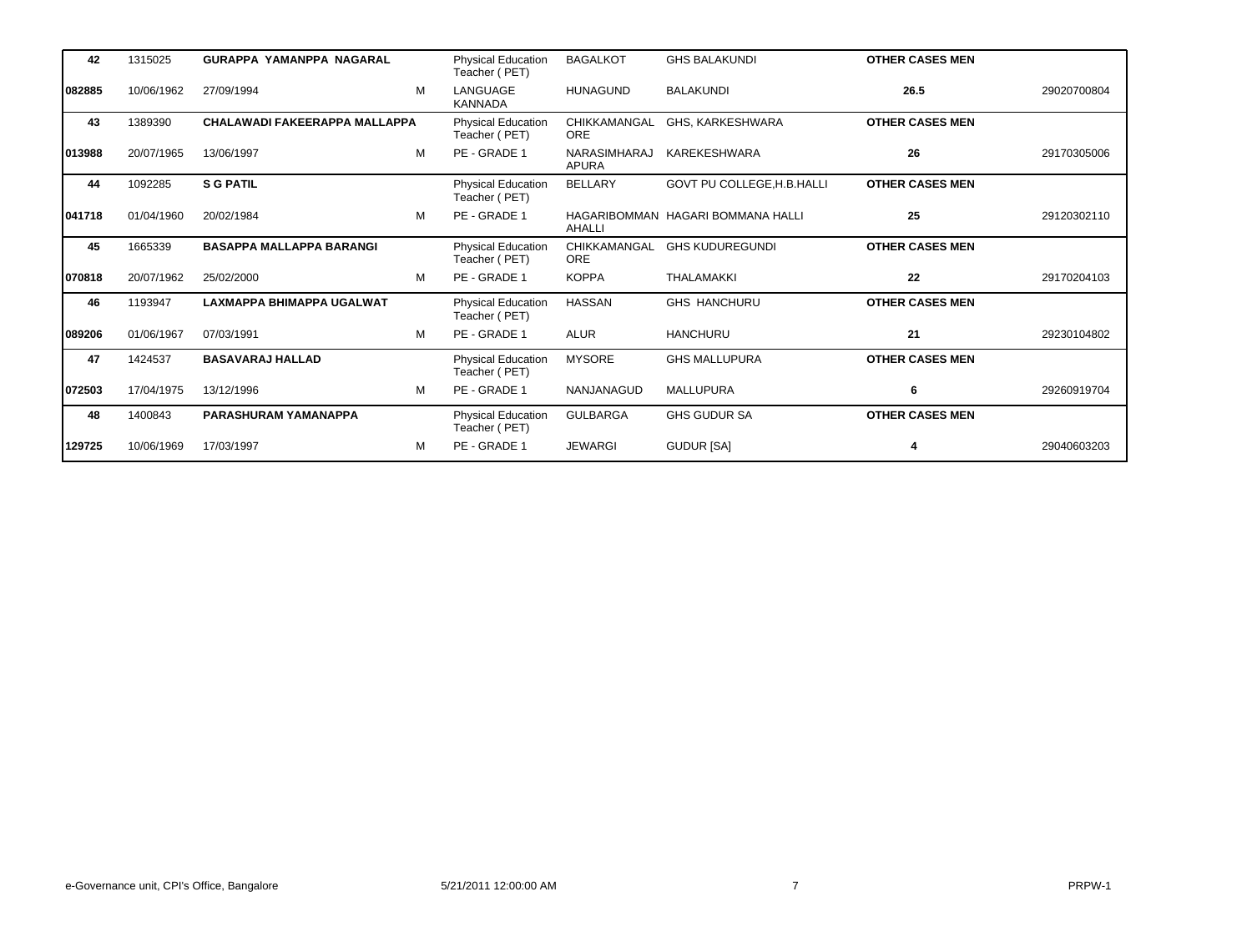| | | | | | | | | |
|---|---|---|---|---|---|---|---|---|
| 42 | 1315025 | GURAPPA YAMANPPA NAGARAL | | Physical Education Teacher ( PET) | BAGALKOT | GHS BALAKUNDI | OTHER CASES MEN | |
| 082885 | 10/06/1962 | 27/09/1994 | M | LANGUAGE KANNADA | HUNAGUND | BALAKUNDI | 26.5 | 29020700804 |
| 43 | 1389390 | CHALAWADI FAKEERAPPA MALLAPPA | | Physical Education Teacher ( PET) | CHIKKAMANGALORE | GHS, KARKESHWARA | OTHER CASES MEN | |
| 013988 | 20/07/1965 | 13/06/1997 | M | PE - GRADE 1 | NARASIMHARAJAPURA | KAREKESHWARA | 26 | 29170305006 |
| 44 | 1092285 | S G PATIL | | Physical Education Teacher ( PET) | BELLARY | GOVT PU COLLEGE,H.B.HALLI | OTHER CASES MEN | |
| 041718 | 01/04/1960 | 20/02/1984 | M | PE - GRADE 1 | HAGARIBOMMANAHALLI | HAGARI BOMMANA HALLI | 25 | 29120302110 |
| 45 | 1665339 | BASAPPA MALLAPPA BARANGI | | Physical Education Teacher ( PET) | CHIKKAMANGALORE | GHS KUDUREGUNDI | OTHER CASES MEN | |
| 070818 | 20/07/1962 | 25/02/2000 | M | PE - GRADE 1 | KOPPA | THALAMAKKI | 22 | 29170204103 |
| 46 | 1193947 | LAXMAPPA BHIMAPPA UGALWAT | | Physical Education Teacher ( PET) | HASSAN | GHS HANCHURU | OTHER CASES MEN | |
| 089206 | 01/06/1967 | 07/03/1991 | M | PE - GRADE 1 | ALUR | HANCHURU | 21 | 29230104802 |
| 47 | 1424537 | BASAVARAJ HALLAD | | Physical Education Teacher ( PET) | MYSORE | GHS MALLUPURA | OTHER CASES MEN | |
| 072503 | 17/04/1975 | 13/12/1996 | M | PE - GRADE 1 | NANJANAGUD | MALLUPURA | 6 | 29260919704 |
| 48 | 1400843 | PARASHURAM YAMANAPPA | | Physical Education Teacher ( PET) | GULBARGA | GHS GUDUR SA | OTHER CASES MEN | |
| 129725 | 10/06/1969 | 17/03/1997 | M | PE - GRADE 1 | JEWARGI | GUDUR [SA] | 4 | 29040603203 |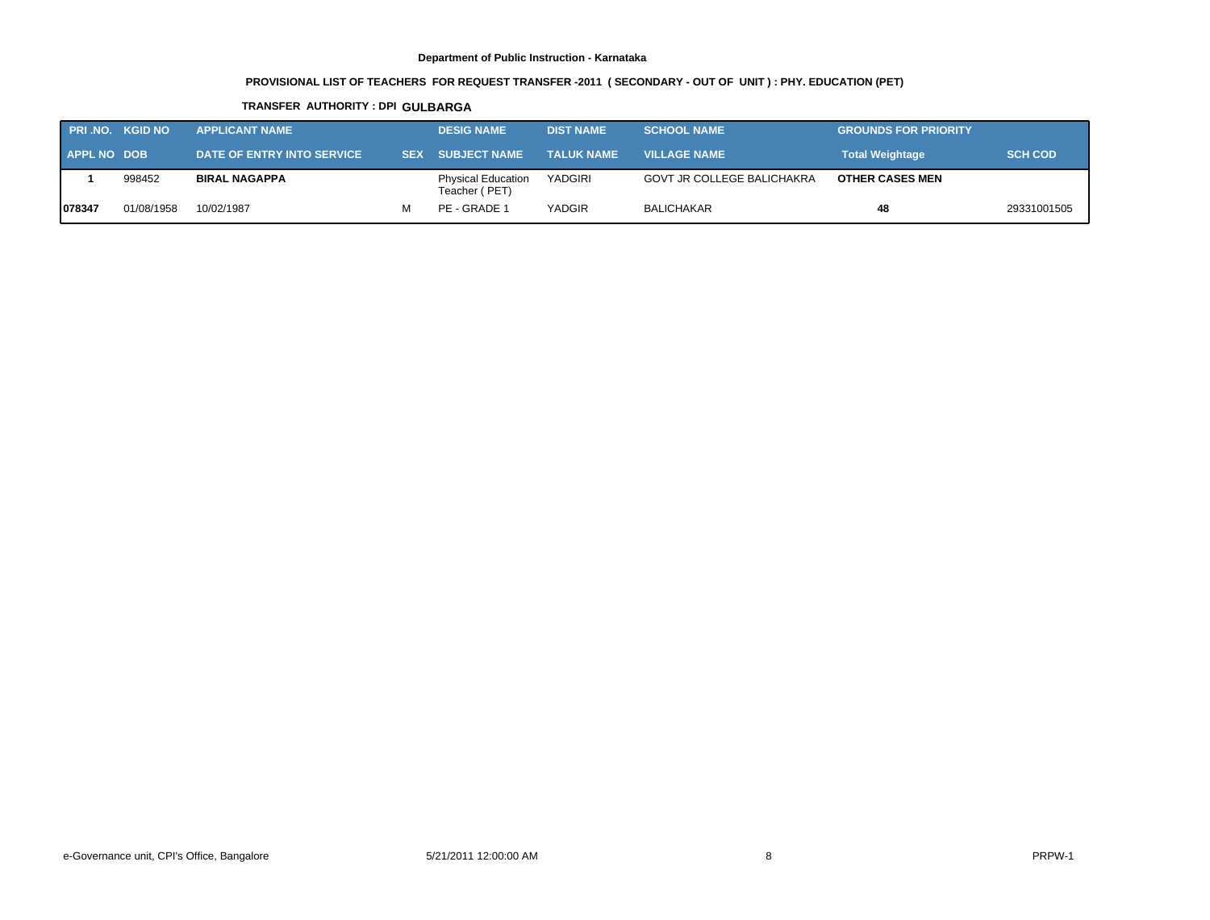**Department of Public Instruction - Karnataka**

**PROVISIONAL LIST OF TEACHERS FOR REQUEST TRANSFER -2011 ( SECONDARY - OUT OF UNIT ) : PHY. EDUCATION (PET)**

**TRANSFER AUTHORITY : DPI GULBARGA**

| PRI .NO. | KGID NO | APPLICANT NAME | | DESIG NAME | DIST NAME | SCHOOL NAME | GROUNDS FOR PRIORITY | |
|---|---|---|---|---|---|---|---|---|
| APPL NO | DOB | DATE OF ENTRY INTO SERVICE | SEX | SUBJECT NAME | TALUK NAME | VILLAGE NAME | Total Weightage | SCH COD |
| **1** | 998452 | **BIRAL NAGAPPA** | | Physical Education Teacher ( PET) | YADGIRI | GOVT JR COLLEGE BALICHAKRA | **OTHER CASES MEN** | |
| **078347** | 01/08/1958 | 10/02/1987 | M | PE - GRADE 1 | YADGIR | BALICHAKAR | **48** | 29331001505 |

e-Governance unit, CPI's Office, Bangalore 5/21/2011 12:00:00 AM PRPW-1